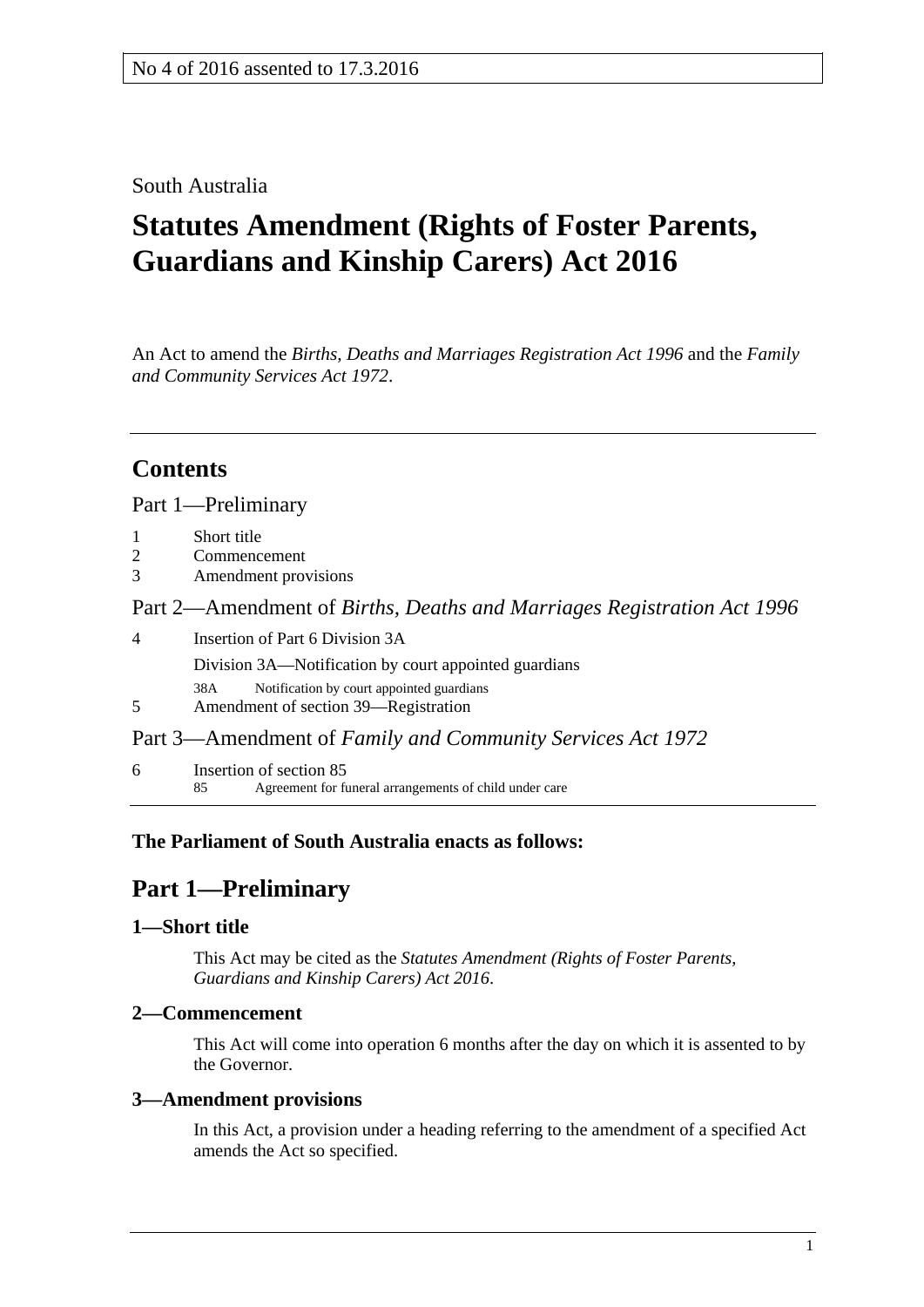No 4 of 2016 assented to 17.3.2016

South Australia

# Statutes Amendment (Rights of Foster Parents, Guardians and Kinship Carers) Act 2016

An Act to amend the *Births, Deaths and Marriages Registration Act 1996* and the *Family and Community Services Act 1972*.

## Contents

Part 1—Preliminary

1 Short title
2 Commencement
3 Amendment provisions

Part 2—Amendment of *Births, Deaths and Marriages Registration Act 1996*

4 Insertion of Part 6 Division 3A

Division 3A—Notification by court appointed guardians

38A Notification by court appointed guardians

5 Amendment of section 39—Registration

Part 3—Amendment of *Family and Community Services Act 1972*

6 Insertion of section 85

85 Agreement for funeral arrangements of child under care

**The Parliament of South Australia enacts as follows:**

## Part 1—Preliminary

### 1—Short title

This Act may be cited as the *Statutes Amendment (Rights of Foster Parents, Guardians and Kinship Carers) Act 2016*.

### 2—Commencement

This Act will come into operation 6 months after the day on which it is assented to by the Governor.

### 3—Amendment provisions

In this Act, a provision under a heading referring to the amendment of a specified Act amends the Act so specified.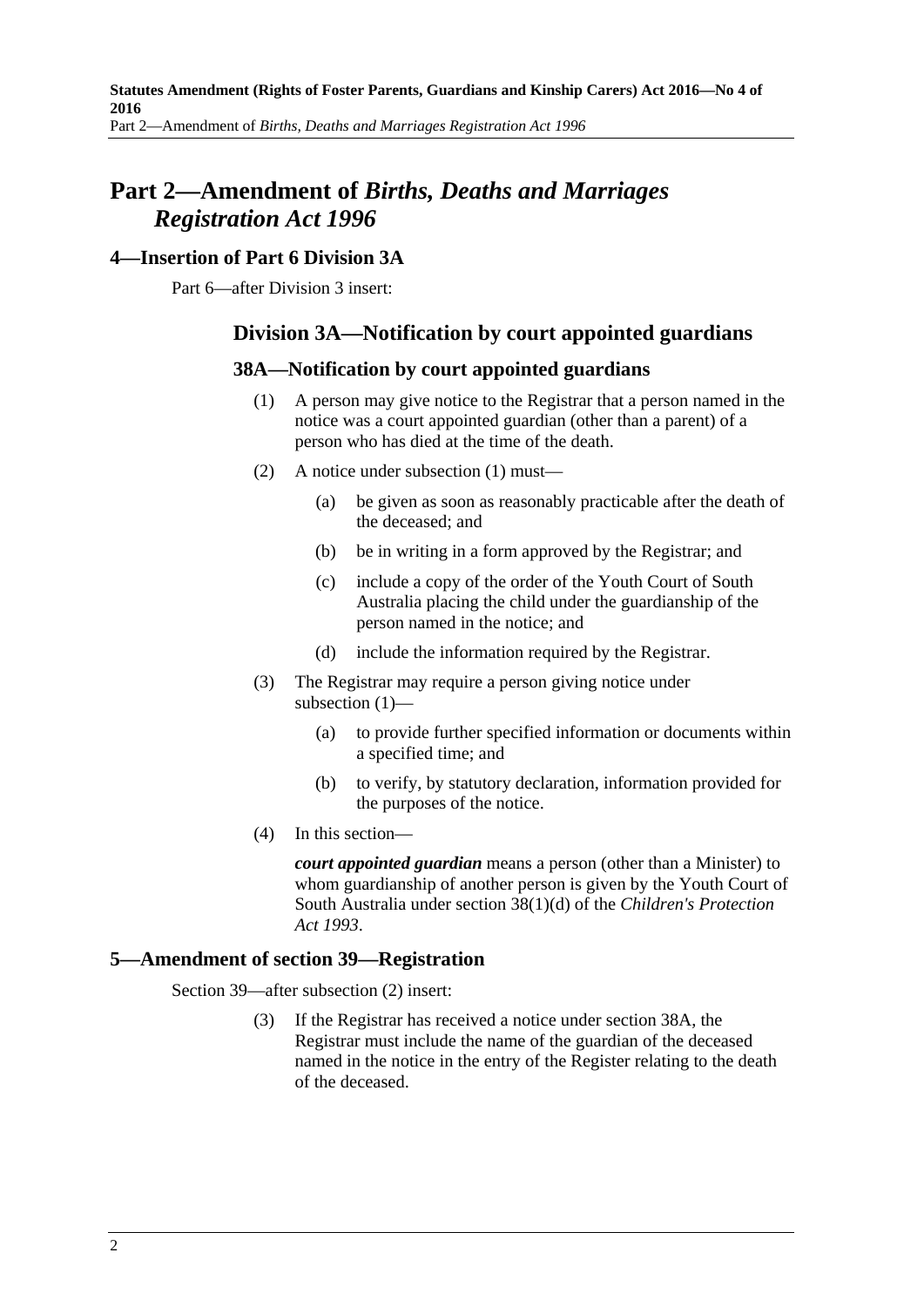# Part 2—Amendment of *Births, Deaths and Marriages Registration Act 1996*

## 4—Insertion of Part 6 Division 3A

Part 6—after Division 3 insert:

### Division 3A—Notification by court appointed guardians

#### 38A—Notification by court appointed guardians

(1) A person may give notice to the Registrar that a person named in the notice was a court appointed guardian (other than a parent) of a person who has died at the time of the death.

(2) A notice under subsection (1) must—

(a) be given as soon as reasonably practicable after the death of the deceased; and

(b) be in writing in a form approved by the Registrar; and

(c) include a copy of the order of the Youth Court of South Australia placing the child under the guardianship of the person named in the notice; and

(d) include the information required by the Registrar.

(3) The Registrar may require a person giving notice under subsection (1)—

(a) to provide further specified information or documents within a specified time; and

(b) to verify, by statutory declaration, information provided for the purposes of the notice.

(4) In this section—

***court appointed guardian*** means a person (other than a Minister) to whom guardianship of another person is given by the Youth Court of South Australia under section 38(1)(d) of the *Children's Protection Act 1993*.

## 5—Amendment of section 39—Registration

Section 39—after subsection (2) insert:

(3) If the Registrar has received a notice under section 38A, the Registrar must include the name of the guardian of the deceased named in the notice in the entry of the Register relating to the death of the deceased.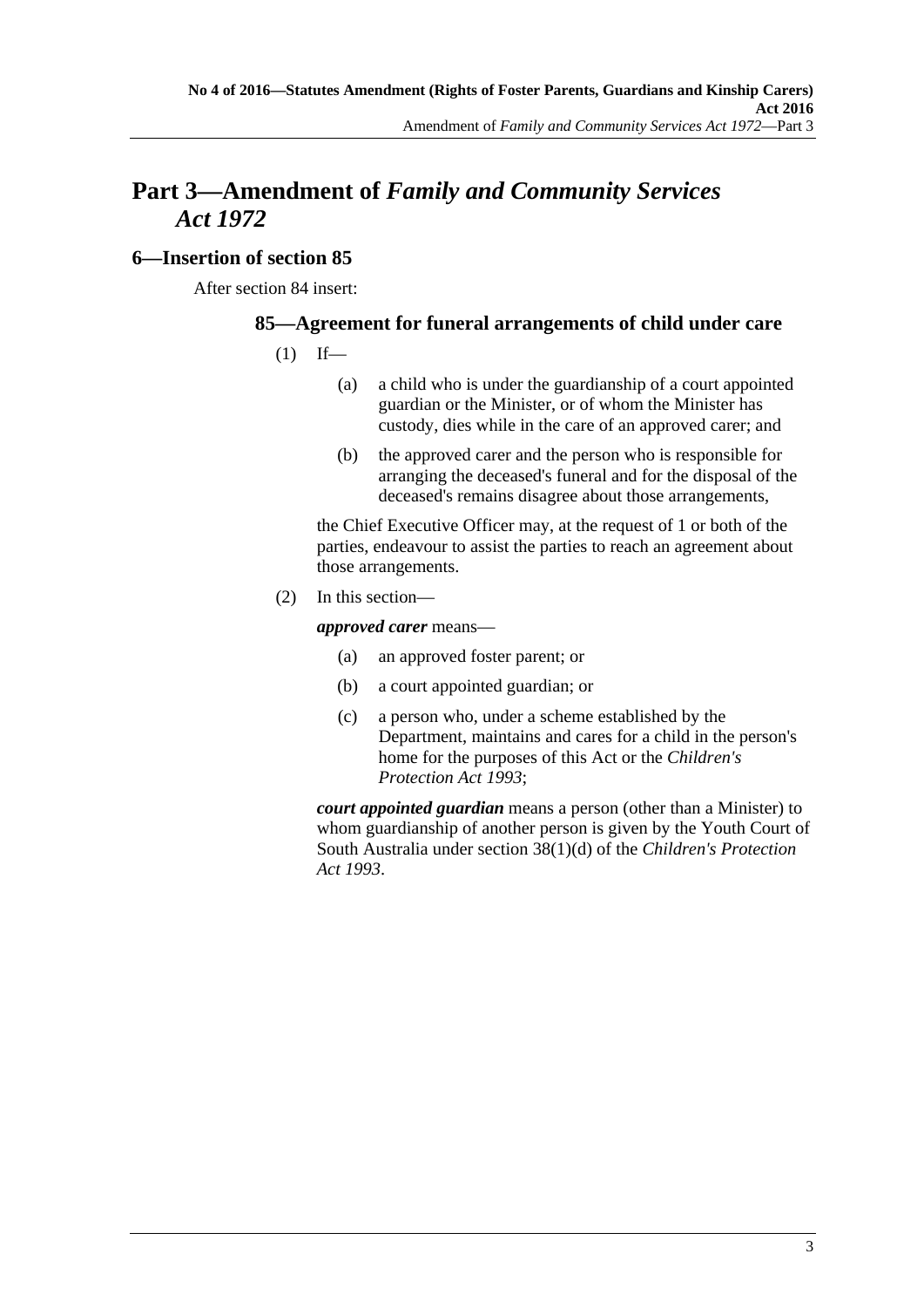# Part 3—Amendment of *Family and Community Services Act 1972*

## 6—Insertion of section 85

After section 84 insert:

### 85—Agreement for funeral arrangements of child under care

(1) If—

(a) a child who is under the guardianship of a court appointed guardian or the Minister, or of whom the Minister has custody, dies while in the care of an approved carer; and

(b) the approved carer and the person who is responsible for arranging the deceased's funeral and for the disposal of the deceased's remains disagree about those arrangements,

the Chief Executive Officer may, at the request of 1 or both of the parties, endeavour to assist the parties to reach an agreement about those arrangements.

(2) In this section—

***approved carer*** means—

(a) an approved foster parent; or

(b) a court appointed guardian; or

(c) a person who, under a scheme established by the Department, maintains and cares for a child in the person's home for the purposes of this Act or the *Children's Protection Act 1993*;

***court appointed guardian*** means a person (other than a Minister) to whom guardianship of another person is given by the Youth Court of South Australia under section 38(1)(d) of the *Children's Protection Act 1993*.